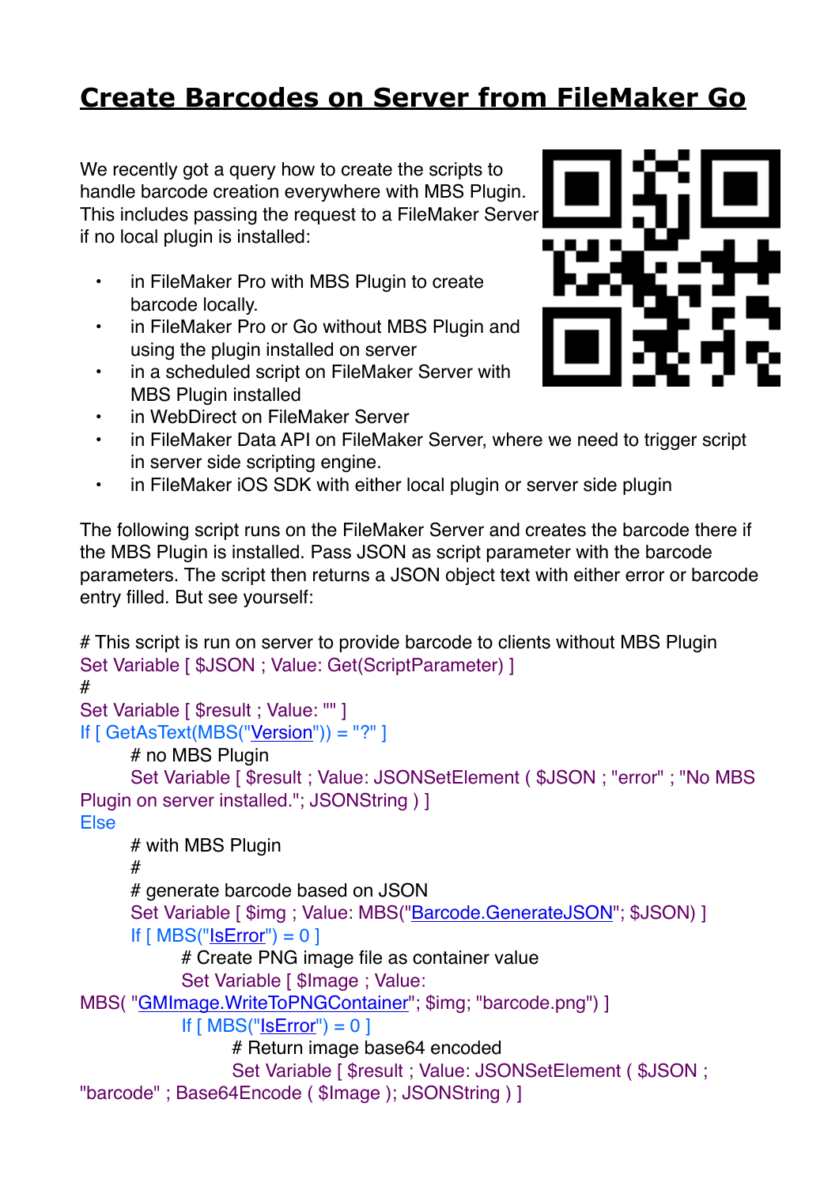# Create Barcodes on Server from FileMaker Go

We recently got a query how to create the scripts to handle barcode creation everywhere with MBS Plugin. This includes passing the request to a FileMaker Server if no local plugin is installed:

- in FileMaker Pro with MBS Plugin to create barcode locally.
- in FileMaker Pro or Go without MBS Plugin and using the plugin installed on server
- in a scheduled script on FileMaker Server with MBS Plugin installed
- in WebDirect on FileMaker Server
- in FileMaker Data API on FileMaker Server, where we need to trigger script in server side scripting engine.
- in FileMaker iOS SDK with either local plugin or server side plugin

The following script runs on the FileMaker Server and creates the barcode there if the MBS Plugin is installed. Pass JSON as script parameter with the barcode parameters. The script then returns a JSON object text with either error or barcode entry filled. But see yourself:

```
# This script is run on server to provide barcode to clients without MBS Plugin
Set Variable [ $JSON ; Value: Get(ScriptParameter) ]
#
Set Variable [ $result ; Value: "" ]
If [ GetAsText(MBS("Version")) = "?" ]
	# no MBS Plugin
	Set Variable [ $result ; Value: JSONSetElement ( $JSON ; "error" ; "No MBS Plugin on server installed."; JSONString ) ]
Else
	# with MBS Plugin
	#
	# generate barcode based on JSON
	Set Variable [ $img ; Value: MBS("Barcode.GenerateJSON"; $JSON) ]
	If [ MBS("IsError") = 0 ]
		# Create PNG image file as container value
		Set Variable [ $Image ; Value: MBS( "GMImage.WriteToPNGContainer"; $img; "barcode.png") ]
		If [ MBS("IsError") = 0 ]
			# Return image base64 encoded
			Set Variable [ $result ; Value: JSONSetElement ( $JSON ; "barcode" ; Base64Encode ( $Image ); JSONString ) ]
```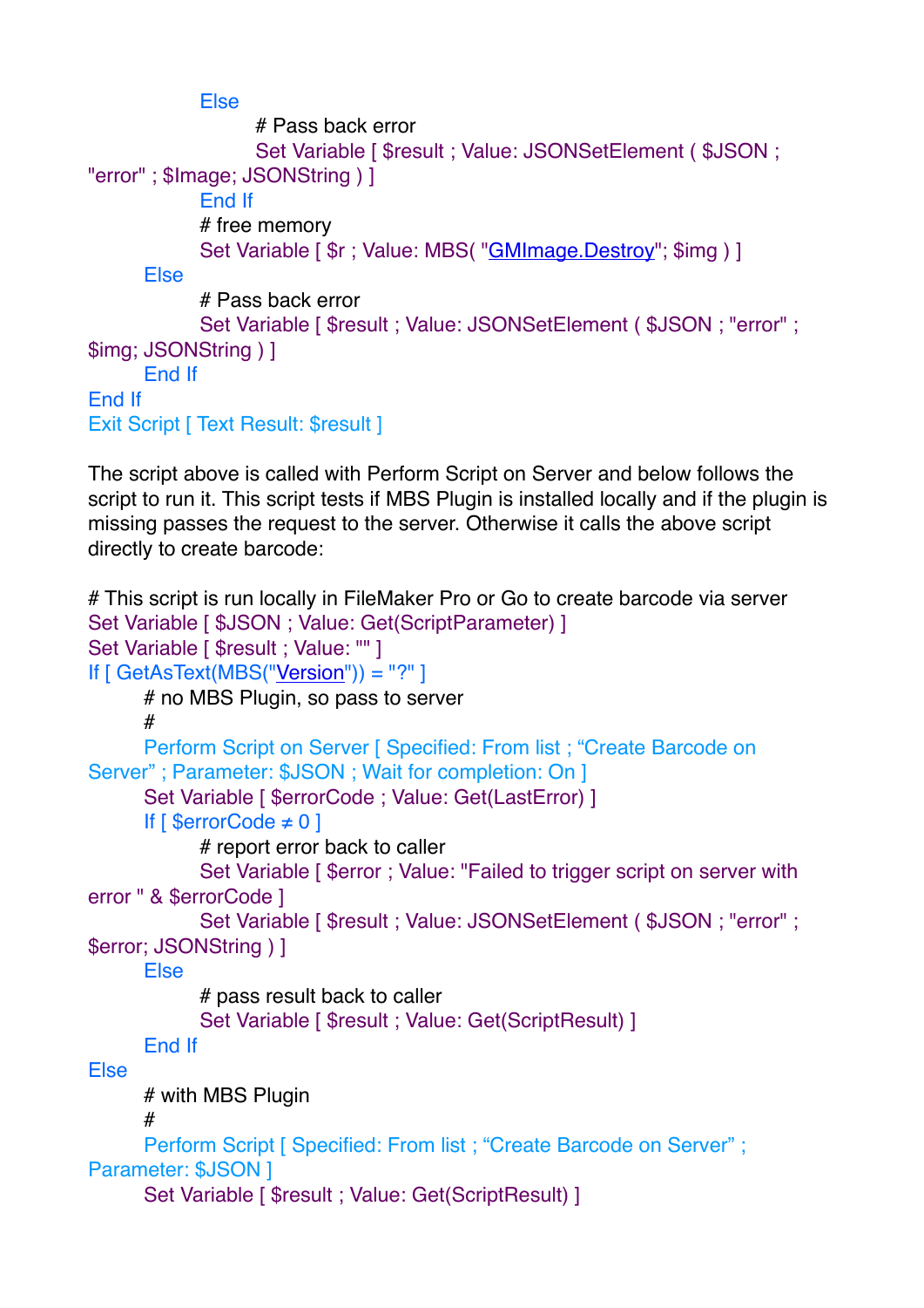```
			Else
				# Pass back error
				Set Variable [ $result ; Value: JSONSetElement ( $JSON ; "error" ; $Image; JSONString ) ]
			End If
			# free memory
			Set Variable [ $r ; Value: MBS( "GMImage.Destroy"; $img ) ]
		Else
			# Pass back error
			Set Variable [ $result ; Value: JSONSetElement ( $JSON ; "error" ; $img; JSONString ) ]
		End If
End If
Exit Script [ Text Result: $result ]
```

The script above is called with Perform Script on Server and below follows the script to run it. This script tests if MBS Plugin is installed locally and if the plugin is missing passes the request to the server. Otherwise it calls the above script directly to create barcode:

```
# This script is run locally in FileMaker Pro or Go to create barcode via server
Set Variable [ $JSON ; Value: Get(ScriptParameter) ]
Set Variable [ $result ; Value: "" ]
If [ GetAsText(MBS("Version")) = "?" ]
	# no MBS Plugin, so pass to server
	#
	Perform Script on Server [ Specified: From list ; “Create Barcode on Server” ; Parameter: $JSON ; Wait for completion: On ]
	Set Variable [ $errorCode ; Value: Get(LastError) ]
	If [ $errorCode ≠ 0 ]
		# report error back to caller
		Set Variable [ $error ; Value: "Failed to trigger script on server with error " & $errorCode ]
		Set Variable [ $result ; Value: JSONSetElement ( $JSON ; "error" ; $error; JSONString ) ]
	Else
		# pass result back to caller
		Set Variable [ $result ; Value: Get(ScriptResult) ]
	End If
Else
	# with MBS Plugin
	#
	Perform Script [ Specified: From list ; “Create Barcode on Server” ; Parameter: $JSON ]
	Set Variable [ $result ; Value: Get(ScriptResult) ]
```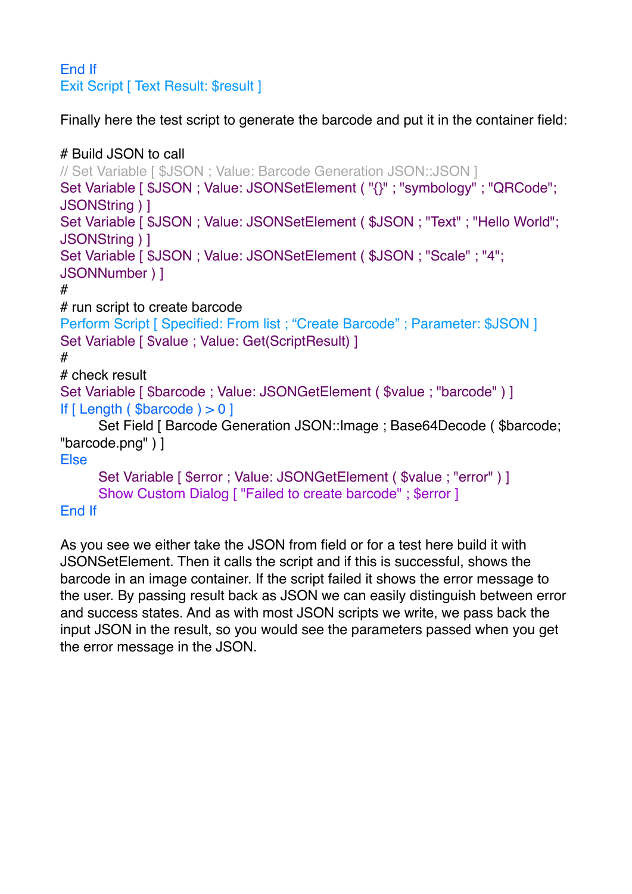```
End If
Exit Script [ Text Result: $result ]
```

Finally here the test script to generate the barcode and put it in the container field:

```
# Build JSON to call
// Set Variable [ $JSON ; Value: Barcode Generation JSON::JSON ]
Set Variable [ $JSON ; Value: JSONSetElement ( "{}" ; "symbology" ; "QRCode"; JSONString ) ]
Set Variable [ $JSON ; Value: JSONSetElement ( $JSON ; "Text" ; "Hello World"; JSONString ) ]
Set Variable [ $JSON ; Value: JSONSetElement ( $JSON ; "Scale" ; "4"; JSONNumber ) ]
#
# run script to create barcode
Perform Script [ Specified: From list ; "Create Barcode" ; Parameter: $JSON ]
Set Variable [ $value ; Value: Get(ScriptResult) ]
#
# check result
Set Variable [ $barcode ; Value: JSONGetElement ( $value ; "barcode" ) ]
If [ Length ( $barcode ) > 0 ]
	Set Field [ Barcode Generation JSON::Image ; Base64Decode ( $barcode; "barcode.png" ) ]
Else
	Set Variable [ $error ; Value: JSONGetElement ( $value ; "error" ) ]
	Show Custom Dialog [ "Failed to create barcode" ; $error ]
End If
```

As you see we either take the JSON from field or for a test here build it with JSONSetElement. Then it calls the script and if this is successful, shows the barcode in an image container. If the script failed it shows the error message to the user. By passing result back as JSON we can easily distinguish between error and success states. And as with most JSON scripts we write, we pass back the input JSON in the result, so you would see the parameters passed when you get the error message in the JSON.